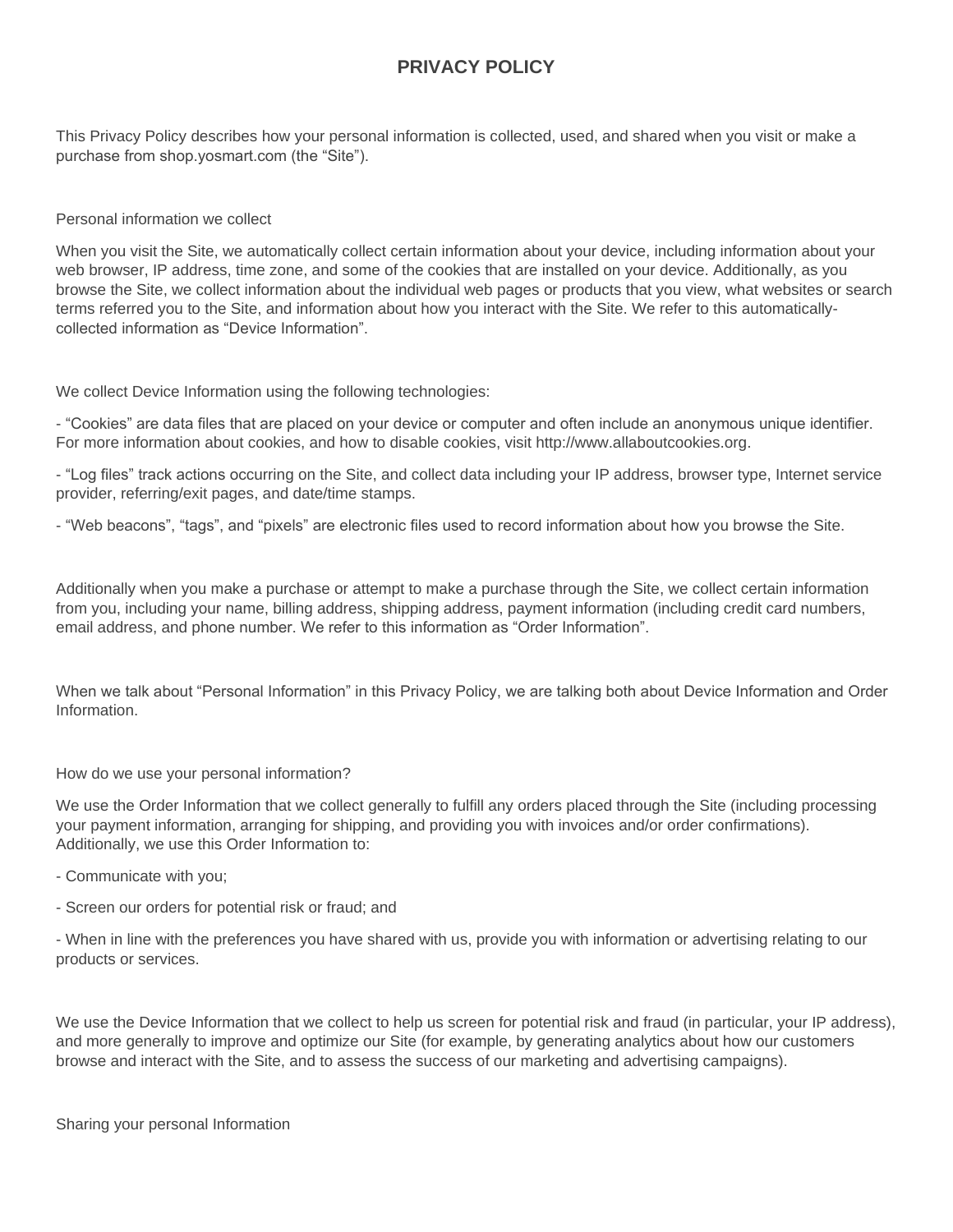# PRIVACY POLICY

This Privacy Policy describes how your personal information is collected, used, and shared when you visit or make a purchase from shop.yosmart.com (the "Site").

Personal information we collect

When you visit the Site, we automatically collect certain information about your device, including information about your web browser, IP address, time zone, and some of the cookies that are installed on your device. Additionally, as you browse the Site, we collect information about the individual web pages or products that you view, what websites or search terms referred you to the Site, and information about how you interact with the Site. We refer to this automatically-collected information as "Device Information".

We collect Device Information using the following technologies:

- "Cookies" are data files that are placed on your device or computer and often include an anonymous unique identifier. For more information about cookies, and how to disable cookies, visit http://www.allaboutcookies.org.

- "Log files" track actions occurring on the Site, and collect data including your IP address, browser type, Internet service provider, referring/exit pages, and date/time stamps.

- "Web beacons", "tags", and "pixels" are electronic files used to record information about how you browse the Site.

Additionally when you make a purchase or attempt to make a purchase through the Site, we collect certain information from you, including your name, billing address, shipping address, payment information (including credit card numbers, email address, and phone number. We refer to this information as "Order Information".

When we talk about "Personal Information" in this Privacy Policy, we are talking both about Device Information and Order Information.

How do we use your personal information?

We use the Order Information that we collect generally to fulfill any orders placed through the Site (including processing your payment information, arranging for shipping, and providing you with invoices and/or order confirmations). Additionally, we use this Order Information to:

- Communicate with you;

- Screen our orders for potential risk or fraud; and

- When in line with the preferences you have shared with us, provide you with information or advertising relating to our products or services.

We use the Device Information that we collect to help us screen for potential risk and fraud (in particular, your IP address), and more generally to improve and optimize our Site (for example, by generating analytics about how our customers browse and interact with the Site, and to assess the success of our marketing and advertising campaigns).

Sharing your personal Information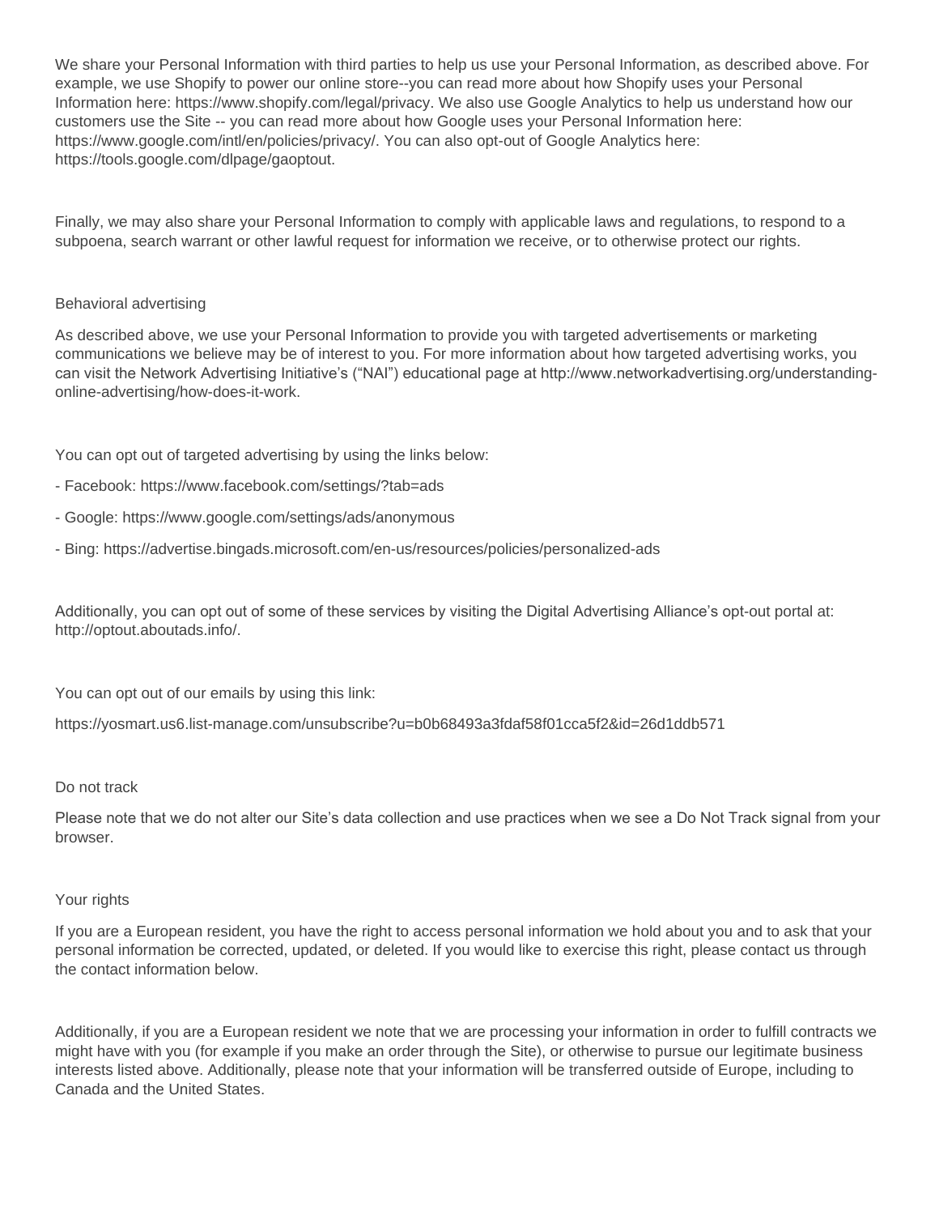We share your Personal Information with third parties to help us use your Personal Information, as described above. For example, we use Shopify to power our online store--you can read more about how Shopify uses your Personal Information here: https://www.shopify.com/legal/privacy. We also use Google Analytics to help us understand how our customers use the Site -- you can read more about how Google uses your Personal Information here: https://www.google.com/intl/en/policies/privacy/. You can also opt-out of Google Analytics here: https://tools.google.com/dlpage/gaoptout.

Finally, we may also share your Personal Information to comply with applicable laws and regulations, to respond to a subpoena, search warrant or other lawful request for information we receive, or to otherwise protect our rights.

## Behavioral advertising

As described above, we use your Personal Information to provide you with targeted advertisements or marketing communications we believe may be of interest to you. For more information about how targeted advertising works, you can visit the Network Advertising Initiative's ("NAI") educational page at http://www.networkadvertising.org/understanding-online-advertising/how-does-it-work.

You can opt out of targeted advertising by using the links below:

- Facebook: https://www.facebook.com/settings/?tab=ads
- Google: https://www.google.com/settings/ads/anonymous
- Bing: https://advertise.bingads.microsoft.com/en-us/resources/policies/personalized-ads

Additionally, you can opt out of some of these services by visiting the Digital Advertising Alliance's opt-out portal at: http://optout.aboutads.info/.

You can opt out of our emails by using this link:

https://yosmart.us6.list-manage.com/unsubscribe?u=b0b68493a3fdaf58f01cca5f2&id=26d1ddb571

## Do not track

Please note that we do not alter our Site's data collection and use practices when we see a Do Not Track signal from your browser.

## Your rights

If you are a European resident, you have the right to access personal information we hold about you and to ask that your personal information be corrected, updated, or deleted. If you would like to exercise this right, please contact us through the contact information below.

Additionally, if you are a European resident we note that we are processing your information in order to fulfill contracts we might have with you (for example if you make an order through the Site), or otherwise to pursue our legitimate business interests listed above. Additionally, please note that your information will be transferred outside of Europe, including to Canada and the United States.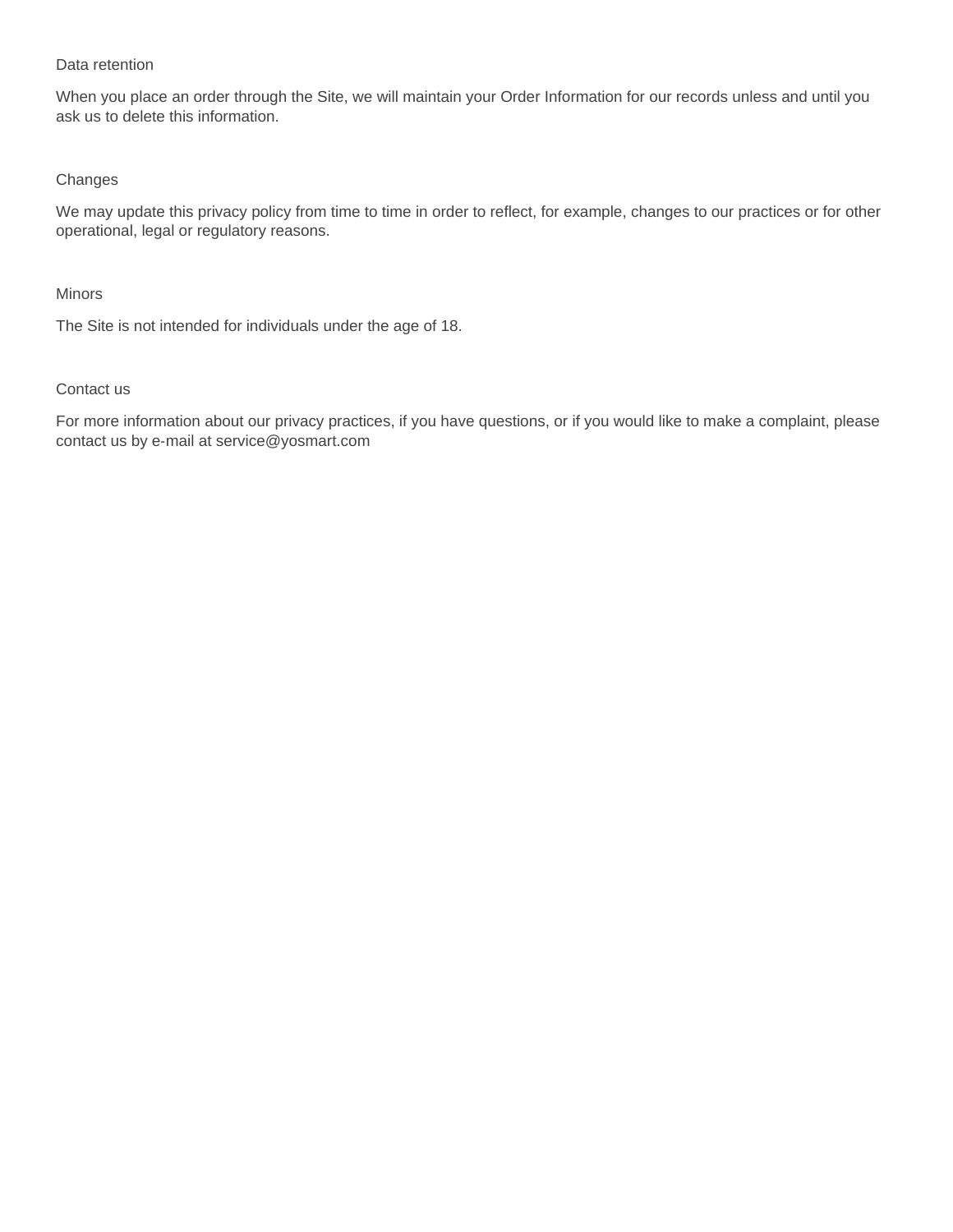## Data retention

When you place an order through the Site, we will maintain your Order Information for our records unless and until you ask us to delete this information.

## Changes

We may update this privacy policy from time to time in order to reflect, for example, changes to our practices or for other operational, legal or regulatory reasons.

## Minors

The Site is not intended for individuals under the age of 18.

## Contact us

For more information about our privacy practices, if you have questions, or if you would like to make a complaint, please contact us by e-mail at service@yosmart.com